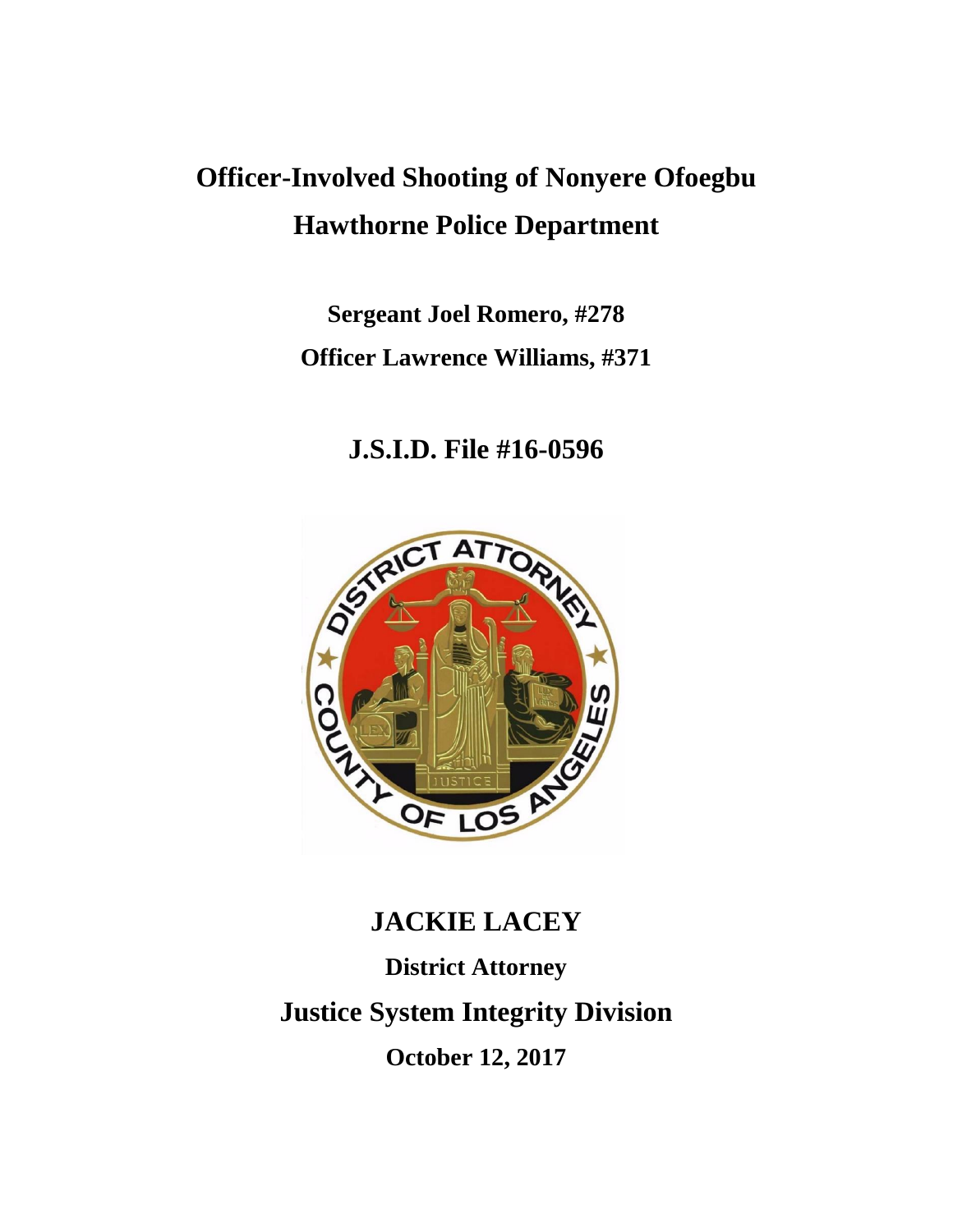# Officer-Involved Shooting of Nonyere Ofoegbu

# Hawthorne Police Department

**Sergeant Joel Romero, #278**

**Officer Lawrence Williams, #371**

## J.S.I.D. File #16-0596

## JACKIE LACEY

**District Attorney**

## Justice System Integrity Division

**October 12, 2017**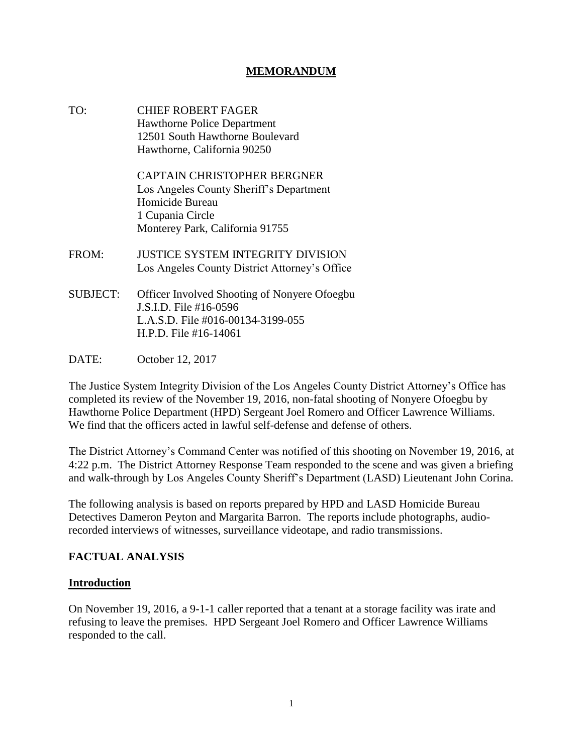# MEMORANDUM

TO: CHIEF ROBERT FAGER
Hawthorne Police Department
12501 South Hawthorne Boulevard
Hawthorne, California 90250

CAPTAIN CHRISTOPHER BERGNER
Los Angeles County Sheriff's Department
Homicide Bureau
1 Cupania Circle
Monterey Park, California 91755

FROM: JUSTICE SYSTEM INTEGRITY DIVISION
Los Angeles County District Attorney's Office

SUBJECT: Officer Involved Shooting of Nonyere Ofoegbu
J.S.I.D. File #16-0596
L.A.S.D. File #016-00134-3199-055
H.P.D. File #16-14061

DATE: October 12, 2017

The Justice System Integrity Division of the Los Angeles County District Attorney's Office has completed its review of the November 19, 2016, non-fatal shooting of Nonyere Ofoegbu by Hawthorne Police Department (HPD) Sergeant Joel Romero and Officer Lawrence Williams. We find that the officers acted in lawful self-defense and defense of others.

The District Attorney's Command Center was notified of this shooting on November 19, 2016, at 4:22 p.m. The District Attorney Response Team responded to the scene and was given a briefing and walk-through by Los Angeles County Sheriff's Department (LASD) Lieutenant John Corina.

The following analysis is based on reports prepared by HPD and LASD Homicide Bureau Detectives Dameron Peyton and Margarita Barron. The reports include photographs, audio-recorded interviews of witnesses, surveillance videotape, and radio transmissions.

## FACTUAL ANALYSIS

### Introduction

On November 19, 2016, a 9-1-1 caller reported that a tenant at a storage facility was irate and refusing to leave the premises. HPD Sergeant Joel Romero and Officer Lawrence Williams responded to the call.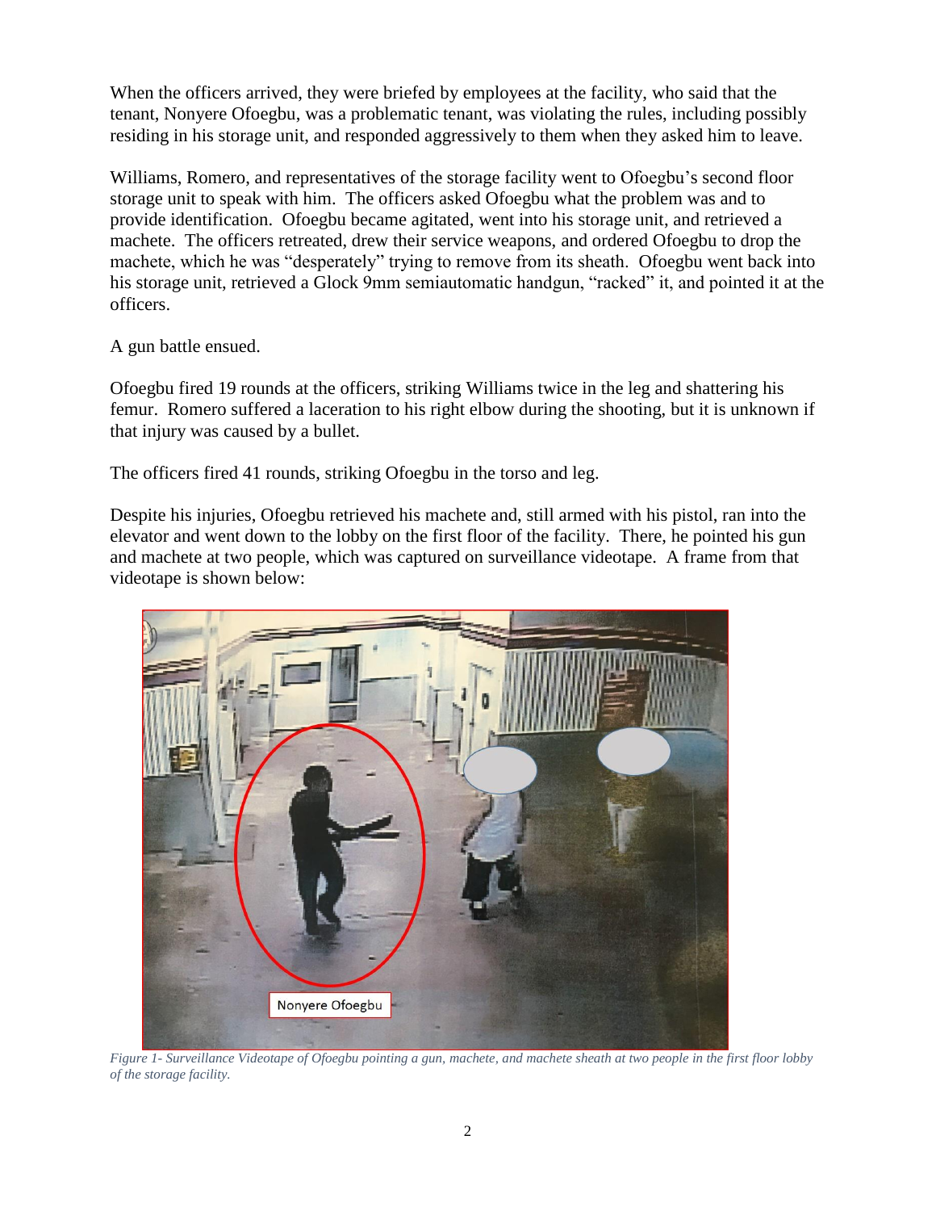When the officers arrived, they were briefed by employees at the facility, who said that the tenant, Nonyere Ofoegbu, was a problematic tenant, was violating the rules, including possibly residing in his storage unit, and responded aggressively to them when they asked him to leave.

Williams, Romero, and representatives of the storage facility went to Ofoegbu's second floor storage unit to speak with him. The officers asked Ofoegbu what the problem was and to provide identification. Ofoegbu became agitated, went into his storage unit, and retrieved a machete. The officers retreated, drew their service weapons, and ordered Ofoegbu to drop the machete, which he was "desperately" trying to remove from its sheath. Ofoegbu went back into his storage unit, retrieved a Glock 9mm semiautomatic handgun, "racked" it, and pointed it at the officers.

A gun battle ensued.

Ofoegbu fired 19 rounds at the officers, striking Williams twice in the leg and shattering his femur. Romero suffered a laceration to his right elbow during the shooting, but it is unknown if that injury was caused by a bullet.

The officers fired 41 rounds, striking Ofoegbu in the torso and leg.

Despite his injuries, Ofoegbu retrieved his machete and, still armed with his pistol, ran into the elevator and went down to the lobby on the first floor of the facility. There, he pointed his gun and machete at two people, which was captured on surveillance videotape. A frame from that videotape is shown below:

Nonyere Ofoegbu

*Figure 1- Surveillance Videotape of Ofoegbu pointing a gun, machete, and machete sheath at two people in the first floor lobby of the storage facility.*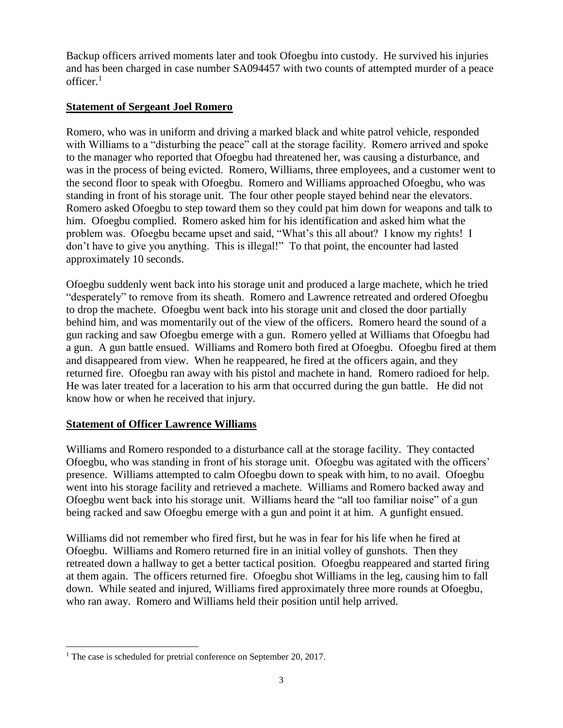Backup officers arrived moments later and took Ofoegbu into custody. He survived his injuries and has been charged in case number SA094457 with two counts of attempted murder of a peace officer.[1]

**Statement of Sergeant Joel Romero**

Romero, who was in uniform and driving a marked black and white patrol vehicle, responded with Williams to a "disturbing the peace" call at the storage facility. Romero arrived and spoke to the manager who reported that Ofoegbu had threatened her, was causing a disturbance, and was in the process of being evicted. Romero, Williams, three employees, and a customer went to the second floor to speak with Ofoegbu. Romero and Williams approached Ofoegbu, who was standing in front of his storage unit. The four other people stayed behind near the elevators. Romero asked Ofoegbu to step toward them so they could pat him down for weapons and talk to him. Ofoegbu complied. Romero asked him for his identification and asked him what the problem was. Ofoegbu became upset and said, "What's this all about? I know my rights! I don't have to give you anything. This is illegal!" To that point, the encounter had lasted approximately 10 seconds.

Ofoegbu suddenly went back into his storage unit and produced a large machete, which he tried "desperately" to remove from its sheath. Romero and Lawrence retreated and ordered Ofoegbu to drop the machete. Ofoegbu went back into his storage unit and closed the door partially behind him, and was momentarily out of the view of the officers. Romero heard the sound of a gun racking and saw Ofoegbu emerge with a gun. Romero yelled at Williams that Ofoegbu had a gun. A gun battle ensued. Williams and Romero both fired at Ofoegbu. Ofoegbu fired at them and disappeared from view. When he reappeared, he fired at the officers again, and they returned fire. Ofoegbu ran away with his pistol and machete in hand. Romero radioed for help. He was later treated for a laceration to his arm that occurred during the gun battle. He did not know how or when he received that injury.

**Statement of Officer Lawrence Williams**

Williams and Romero responded to a disturbance call at the storage facility. They contacted Ofoegbu, who was standing in front of his storage unit. Ofoegbu was agitated with the officers' presence. Williams attempted to calm Ofoegbu down to speak with him, to no avail. Ofoegbu went into his storage facility and retrieved a machete. Williams and Romero backed away and Ofoegbu went back into his storage unit. Williams heard the "all too familiar noise" of a gun being racked and saw Ofoegbu emerge with a gun and point it at him. A gunfight ensued.

Williams did not remember who fired first, but he was in fear for his life when he fired at Ofoegbu. Williams and Romero returned fire in an initial volley of gunshots. Then they retreated down a hallway to get a better tactical position. Ofoegbu reappeared and started firing at them again. The officers returned fire. Ofoegbu shot Williams in the leg, causing him to fall down. While seated and injured, Williams fired approximately three more rounds at Ofoegbu, who ran away. Romero and Williams held their position until help arrived.

[1] The case is scheduled for pretrial conference on September 20, 2017.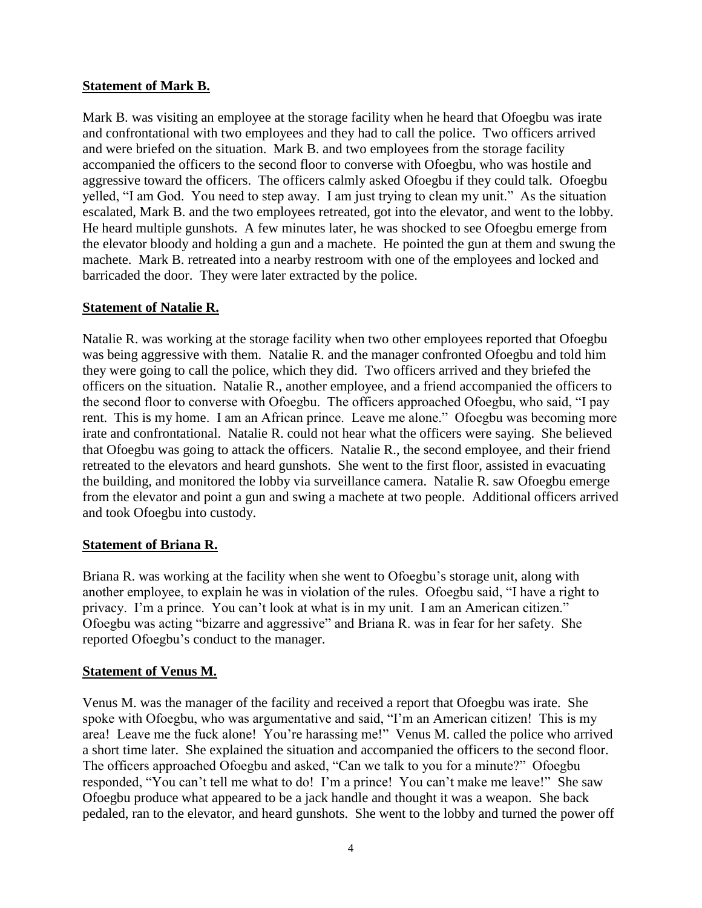**Statement of Mark B.**

Mark B. was visiting an employee at the storage facility when he heard that Ofoegbu was irate and confrontational with two employees and they had to call the police. Two officers arrived and were briefed on the situation. Mark B. and two employees from the storage facility accompanied the officers to the second floor to converse with Ofoegbu, who was hostile and aggressive toward the officers. The officers calmly asked Ofoegbu if they could talk. Ofoegbu yelled, "I am God. You need to step away. I am just trying to clean my unit." As the situation escalated, Mark B. and the two employees retreated, got into the elevator, and went to the lobby. He heard multiple gunshots. A few minutes later, he was shocked to see Ofoegbu emerge from the elevator bloody and holding a gun and a machete. He pointed the gun at them and swung the machete. Mark B. retreated into a nearby restroom with one of the employees and locked and barricaded the door. They were later extracted by the police.

**Statement of Natalie R.**

Natalie R. was working at the storage facility when two other employees reported that Ofoegbu was being aggressive with them. Natalie R. and the manager confronted Ofoegbu and told him they were going to call the police, which they did. Two officers arrived and they briefed the officers on the situation. Natalie R., another employee, and a friend accompanied the officers to the second floor to converse with Ofoegbu. The officers approached Ofoegbu, who said, "I pay rent. This is my home. I am an African prince. Leave me alone." Ofoegbu was becoming more irate and confrontational. Natalie R. could not hear what the officers were saying. She believed that Ofoegbu was going to attack the officers. Natalie R., the second employee, and their friend retreated to the elevators and heard gunshots. She went to the first floor, assisted in evacuating the building, and monitored the lobby via surveillance camera. Natalie R. saw Ofoegbu emerge from the elevator and point a gun and swing a machete at two people. Additional officers arrived and took Ofoegbu into custody.

**Statement of Briana R.**

Briana R. was working at the facility when she went to Ofoegbu's storage unit, along with another employee, to explain he was in violation of the rules. Ofoegbu said, "I have a right to privacy. I'm a prince. You can't look at what is in my unit. I am an American citizen." Ofoegbu was acting "bizarre and aggressive" and Briana R. was in fear for her safety. She reported Ofoegbu's conduct to the manager.

**Statement of Venus M.**

Venus M. was the manager of the facility and received a report that Ofoegbu was irate. She spoke with Ofoegbu, who was argumentative and said, "I'm an American citizen! This is my area! Leave me the fuck alone! You're harassing me!" Venus M. called the police who arrived a short time later. She explained the situation and accompanied the officers to the second floor. The officers approached Ofoegbu and asked, "Can we talk to you for a minute?" Ofoegbu responded, "You can't tell me what to do! I'm a prince! You can't make me leave!" She saw Ofoegbu produce what appeared to be a jack handle and thought it was a weapon. She back pedaled, ran to the elevator, and heard gunshots. She went to the lobby and turned the power off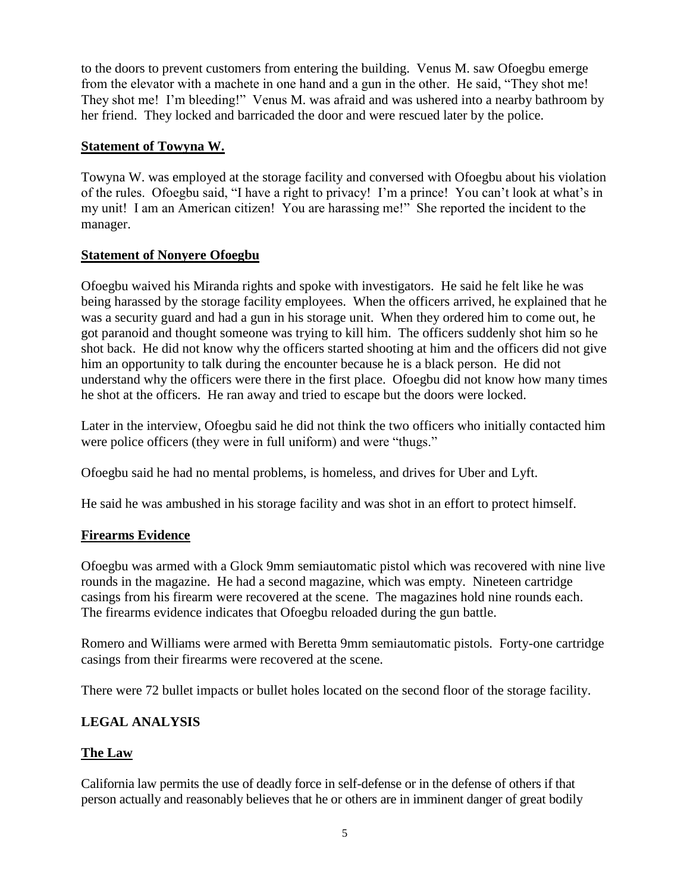to the doors to prevent customers from entering the building. Venus M. saw Ofoegbu emerge from the elevator with a machete in one hand and a gun in the other. He said, "They shot me! They shot me! I'm bleeding!" Venus M. was afraid and was ushered into a nearby bathroom by her friend. They locked and barricaded the door and were rescued later by the police.

**Statement of Towyna W.**

Towyna W. was employed at the storage facility and conversed with Ofoegbu about his violation of the rules. Ofoegbu said, "I have a right to privacy! I'm a prince! You can't look at what's in my unit! I am an American citizen! You are harassing me!" She reported the incident to the manager.

**Statement of Nonyere Ofoegbu**

Ofoegbu waived his Miranda rights and spoke with investigators. He said he felt like he was being harassed by the storage facility employees. When the officers arrived, he explained that he was a security guard and had a gun in his storage unit. When they ordered him to come out, he got paranoid and thought someone was trying to kill him. The officers suddenly shot him so he shot back. He did not know why the officers started shooting at him and the officers did not give him an opportunity to talk during the encounter because he is a black person. He did not understand why the officers were there in the first place. Ofoegbu did not know how many times he shot at the officers. He ran away and tried to escape but the doors were locked.

Later in the interview, Ofoegbu said he did not think the two officers who initially contacted him were police officers (they were in full uniform) and were "thugs."

Ofoegbu said he had no mental problems, is homeless, and drives for Uber and Lyft.

He said he was ambushed in his storage facility and was shot in an effort to protect himself.

**Firearms Evidence**

Ofoegbu was armed with a Glock 9mm semiautomatic pistol which was recovered with nine live rounds in the magazine. He had a second magazine, which was empty. Nineteen cartridge casings from his firearm were recovered at the scene. The magazines hold nine rounds each. The firearms evidence indicates that Ofoegbu reloaded during the gun battle.

Romero and Williams were armed with Beretta 9mm semiautomatic pistols. Forty-one cartridge casings from their firearms were recovered at the scene.

There were 72 bullet impacts or bullet holes located on the second floor of the storage facility.

## LEGAL ANALYSIS

**The Law**

California law permits the use of deadly force in self-defense or in the defense of others if that person actually and reasonably believes that he or others are in imminent danger of great bodily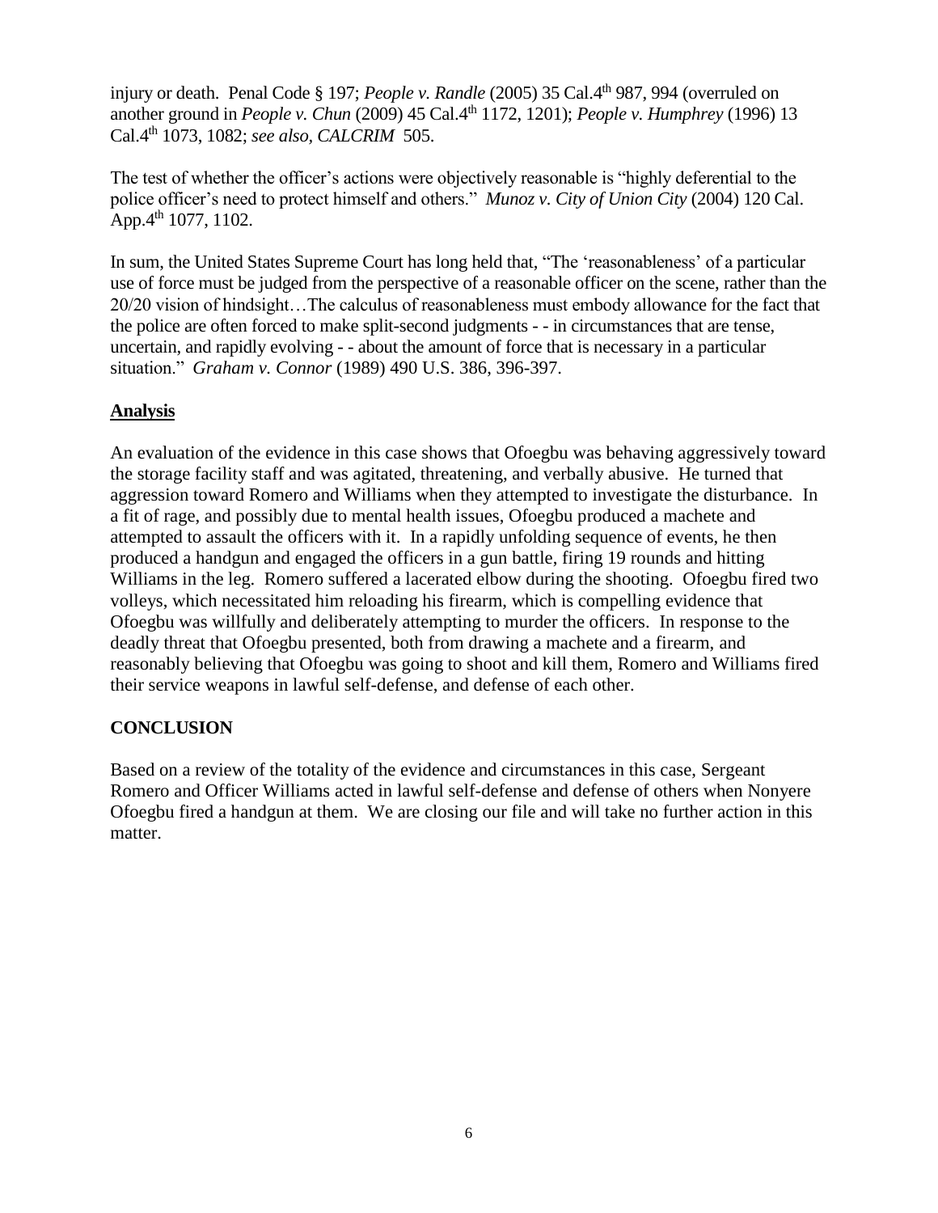injury or death. Penal Code § 197; *People v. Randle* (2005) 35 Cal.4th 987, 994 (overruled on another ground in *People v. Chun* (2009) 45 Cal.4th 1172, 1201); *People v. Humphrey* (1996) 13 Cal.4th 1073, 1082; *see also*, *CALCRIM* 505.

The test of whether the officer's actions were objectively reasonable is "highly deferential to the police officer's need to protect himself and others." *Munoz v. City of Union City* (2004) 120 Cal. App.4th 1077, 1102.

In sum, the United States Supreme Court has long held that, "The 'reasonableness' of a particular use of force must be judged from the perspective of a reasonable officer on the scene, rather than the 20/20 vision of hindsight…The calculus of reasonableness must embody allowance for the fact that the police are often forced to make split-second judgments - - in circumstances that are tense, uncertain, and rapidly evolving - - about the amount of force that is necessary in a particular situation." *Graham v. Connor* (1989) 490 U.S. 386, 396-397.

**Analysis**

An evaluation of the evidence in this case shows that Ofoegbu was behaving aggressively toward the storage facility staff and was agitated, threatening, and verbally abusive. He turned that aggression toward Romero and Williams when they attempted to investigate the disturbance. In a fit of rage, and possibly due to mental health issues, Ofoegbu produced a machete and attempted to assault the officers with it. In a rapidly unfolding sequence of events, he then produced a handgun and engaged the officers in a gun battle, firing 19 rounds and hitting Williams in the leg. Romero suffered a lacerated elbow during the shooting. Ofoegbu fired two volleys, which necessitated him reloading his firearm, which is compelling evidence that Ofoegbu was willfully and deliberately attempting to murder the officers. In response to the deadly threat that Ofoegbu presented, both from drawing a machete and a firearm, and reasonably believing that Ofoegbu was going to shoot and kill them, Romero and Williams fired their service weapons in lawful self-defense, and defense of each other.

## CONCLUSION

Based on a review of the totality of the evidence and circumstances in this case, Sergeant Romero and Officer Williams acted in lawful self-defense and defense of others when Nonyere Ofoegbu fired a handgun at them. We are closing our file and will take no further action in this matter.